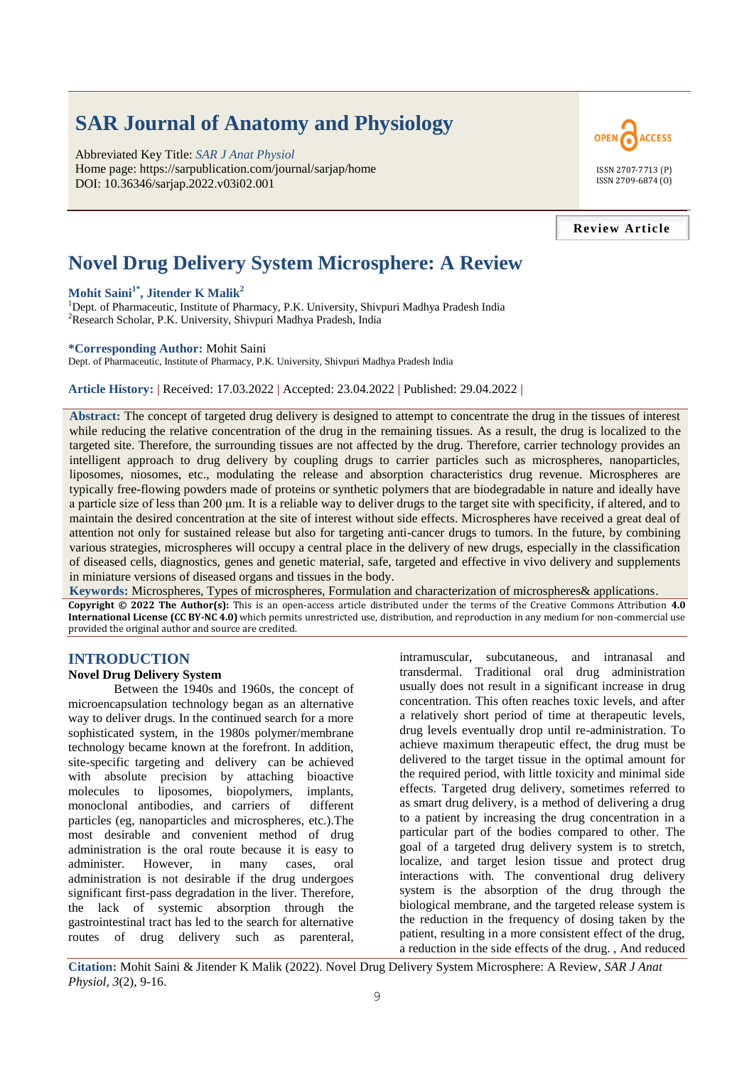# SAR Journal of Anatomy and Physiology

Abbreviated Key Title: *SAR J Anat Physiol*
Home page: https://sarpublication.com/journal/sarjap/home
DOI: 10.36346/sarjap.2022.v03i02.001

OPEN ACCESS

ISSN 2707-7713 (P)
ISSN 2709-6874 (O)

**Review Article**

# Novel Drug Delivery System Microsphere: A Review

**Mohit Saini[1*], Jitender K Malik[2]**

[1]Dept. of Pharmaceutic, Institute of Pharmacy, P.K. University, Shivpuri Madhya Pradesh India
[2]Research Scholar, P.K. University, Shivpuri Madhya Pradesh, India

**\*Corresponding Author:** Mohit Saini
Dept. of Pharmaceutic, Institute of Pharmacy, P.K. University, Shivpuri Madhya Pradesh India

**Article History:** | Received: 17.03.2022 | Accepted: 23.04.2022 | Published: 29.04.2022 |

**Abstract:** The concept of targeted drug delivery is designed to attempt to concentrate the drug in the tissues of interest while reducing the relative concentration of the drug in the remaining tissues. As a result, the drug is localized to the targeted site. Therefore, the surrounding tissues are not affected by the drug. Therefore, carrier technology provides an intelligent approach to drug delivery by coupling drugs to carrier particles such as microspheres, nanoparticles, liposomes, niosomes, etc., modulating the release and absorption characteristics drug revenue. Microspheres are typically free-flowing powders made of proteins or synthetic polymers that are biodegradable in nature and ideally have a particle size of less than 200 μm. It is a reliable way to deliver drugs to the target site with specificity, if altered, and to maintain the desired concentration at the site of interest without side effects. Microspheres have received a great deal of attention not only for sustained release but also for targeting anti-cancer drugs to tumors. In the future, by combining various strategies, microspheres will occupy a central place in the delivery of new drugs, especially in the classification of diseased cells, diagnostics, genes and genetic material, safe, targeted and effective in vivo delivery and supplements in miniature versions of diseased organs and tissues in the body.

**Keywords:** Microspheres, Types of microspheres, Formulation and characterization of microspheres& applications.

**Copyright © 2022 The Author(s):** This is an open-access article distributed under the terms of the Creative Commons Attribution **4.0 International License (CC BY-NC 4.0)** which permits unrestricted use, distribution, and reproduction in any medium for non-commercial use provided the original author and source are credited.

## INTRODUCTION

### Novel Drug Delivery System

Between the 1940s and 1960s, the concept of microencapsulation technology began as an alternative way to deliver drugs. In the continued search for a more sophisticated system, in the 1980s polymer/membrane technology became known at the forefront. In addition, site-specific targeting and delivery can be achieved with absolute precision by attaching bioactive molecules to liposomes, biopolymers, implants, monoclonal antibodies, and carriers of different particles (eg, nanoparticles and microspheres, etc.).The most desirable and convenient method of drug administration is the oral route because it is easy to administer. However, in many cases, oral administration is not desirable if the drug undergoes significant first-pass degradation in the liver. Therefore, the lack of systemic absorption through the gastrointestinal tract has led to the search for alternative routes of drug delivery such as parenteral, intramuscular, subcutaneous, and intranasal and transdermal. Traditional oral drug administration usually does not result in a significant increase in drug concentration. This often reaches toxic levels, and after a relatively short period of time at therapeutic levels, drug levels eventually drop until re-administration. To achieve maximum therapeutic effect, the drug must be delivered to the target tissue in the optimal amount for the required period, with little toxicity and minimal side effects. Targeted drug delivery, sometimes referred to as smart drug delivery, is a method of delivering a drug to a patient by increasing the drug concentration in a particular part of the bodies compared to other. The goal of a targeted drug delivery system is to stretch, localize, and target lesion tissue and protect drug interactions with. The conventional drug delivery system is the absorption of the drug through the biological membrane, and the targeted release system is the reduction in the frequency of dosing taken by the patient, resulting in a more consistent effect of the drug, a reduction in the side effects of the drug. , And reduced

**Citation:** Mohit Saini & Jitender K Malik (2022). Novel Drug Delivery System Microsphere: A Review, *SAR J Anat Physiol*, *3*(2), 9-16.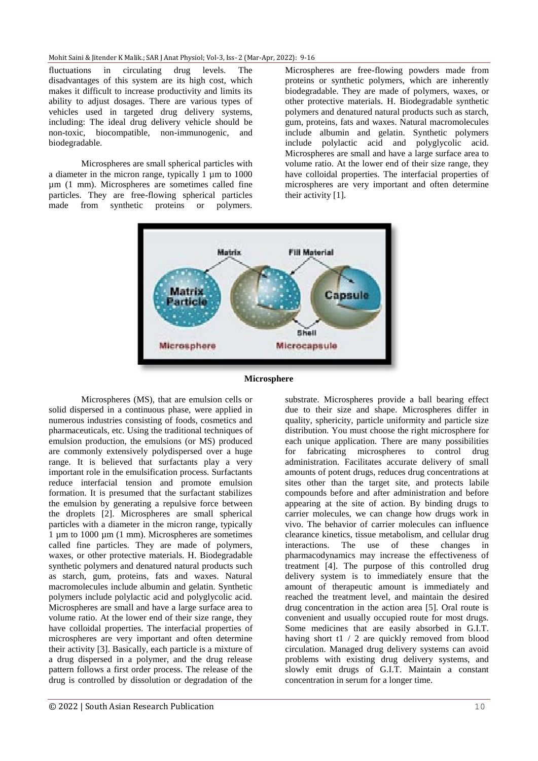fluctuations in circulating drug levels. The disadvantages of this system are its high cost, which makes it difficult to increase productivity and limits its ability to adjust dosages. There are various types of vehicles used in targeted drug delivery systems, including: The ideal drug delivery vehicle should be non-toxic, biocompatible, non-immunogenic, and biodegradable.

Microspheres are small spherical particles with a diameter in the micron range, typically 1 µm to 1000 µm (1 mm). Microspheres are sometimes called fine particles. They are free-flowing spherical particles made from synthetic proteins or polymers. Microspheres are free-flowing powders made from proteins or synthetic polymers, which are inherently biodegradable. They are made of polymers, waxes, or other protective materials. H. Biodegradable synthetic polymers and denatured natural products such as starch, gum, proteins, fats and waxes. Natural macromolecules include albumin and gelatin. Synthetic polymers include polylactic acid and polyglycolic acid. Microspheres are small and have a large surface area to volume ratio. At the lower end of their size range, they have colloidal properties. The interfacial properties of microspheres are very important and often determine their activity [1].

**Microsphere**

Microspheres (MS), that are emulsion cells or solid dispersed in a continuous phase, were applied in numerous industries consisting of foods, cosmetics and pharmaceuticals, etc. Using the traditional techniques of emulsion production, the emulsions (or MS) produced are commonly extensively polydispersed over a huge range. It is believed that surfactants play a very important role in the emulsification process. Surfactants reduce interfacial tension and promote emulsion formation. It is presumed that the surfactant stabilizes the emulsion by generating a repulsive force between the droplets [2]. Microspheres are small spherical particles with a diameter in the micron range, typically 1 µm to 1000 µm (1 mm). Microspheres are sometimes called fine particles. They are made of polymers, waxes, or other protective materials. H. Biodegradable synthetic polymers and denatured natural products such as starch, gum, proteins, fats and waxes. Natural macromolecules include albumin and gelatin. Synthetic polymers include polylactic acid and polyglycolic acid. Microspheres are small and have a large surface area to volume ratio. At the lower end of their size range, they have colloidal properties. The interfacial properties of microspheres are very important and often determine their activity [3]. Basically, each particle is a mixture of a drug dispersed in a polymer, and the drug release pattern follows a first order process. The release of the drug is controlled by dissolution or degradation of the substrate. Microspheres provide a ball bearing effect due to their size and shape. Microspheres differ in quality, sphericity, particle uniformity and particle size distribution. You must choose the right microsphere for each unique application. There are many possibilities for fabricating microspheres to control drug administration. Facilitates accurate delivery of small amounts of potent drugs, reduces drug concentrations at sites other than the target site, and protects labile compounds before and after administration and before appearing at the site of action. By binding drugs to carrier molecules, we can change how drugs work in vivo. The behavior of carrier molecules can influence clearance kinetics, tissue metabolism, and cellular drug interactions. The use of these changes in pharmacodynamics may increase the effectiveness of treatment [4]. The purpose of this controlled drug delivery system is to immediately ensure that the amount of therapeutic amount is immediately and reached the treatment level, and maintain the desired drug concentration in the action area [5]. Oral route is convenient and usually occupied route for most drugs. Some medicines that are easily absorbed in G.I.T. having short t1 / 2 are quickly removed from blood circulation. Managed drug delivery systems can avoid problems with existing drug delivery systems, and slowly emit drugs of G.I.T. Maintain a constant concentration in serum for a longer time.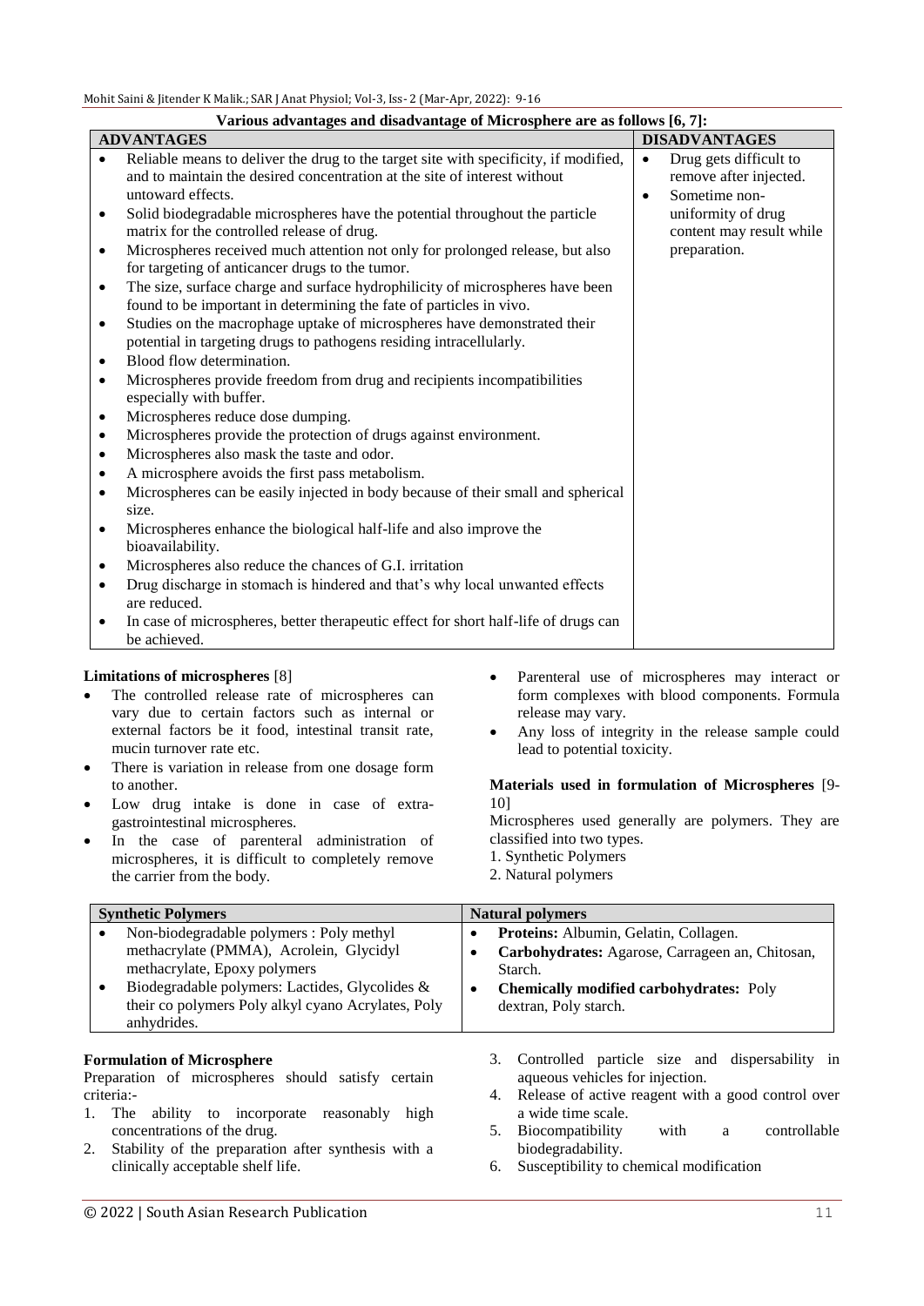**Various advantages and disadvantage of Microsphere are as follows [6, 7]:**

| ADVANTAGES | DISADVANTAGES |
|---|---|
| • Reliable means to deliver the drug to the target site with specificity, if modified, and to maintain the desired concentration at the site of interest without untoward effects.<br>• Solid biodegradable microspheres have the potential throughout the particle matrix for the controlled release of drug.<br>• Microspheres received much attention not only for prolonged release, but also for targeting of anticancer drugs to the tumor.<br>• The size, surface charge and surface hydrophilicity of microspheres have been found to be important in determining the fate of particles in vivo.<br>• Studies on the macrophage uptake of microspheres have demonstrated their potential in targeting drugs to pathogens residing intracellularly.<br>• Blood flow determination.<br>• Microspheres provide freedom from drug and recipients incompatibilities especially with buffer.<br>• Microspheres reduce dose dumping.<br>• Microspheres provide the protection of drugs against environment.<br>• Microspheres also mask the taste and odor.<br>• A microsphere avoids the first pass metabolism.<br>• Microspheres can be easily injected in body because of their small and spherical size.<br>• Microspheres enhance the biological half-life and also improve the bioavailability.<br>• Microspheres also reduce the chances of G.I. irritation<br>• Drug discharge in stomach is hindered and that's why local unwanted effects are reduced.<br>• In case of microspheres, better therapeutic effect for short half-life of drugs can be achieved. | • Drug gets difficult to remove after injected.<br>• Sometime non-uniformity of drug content may result while preparation. |

**Limitations of microspheres** [8]

- The controlled release rate of microspheres can vary due to certain factors such as internal or external factors be it food, intestinal transit rate, mucin turnover rate etc.
- There is variation in release from one dosage form to another.
- Low drug intake is done in case of extra-gastrointestinal microspheres.
- In the case of parenteral administration of microspheres, it is difficult to completely remove the carrier from the body.
- Parenteral use of microspheres may interact or form complexes with blood components. Formula release may vary.
- Any loss of integrity in the release sample could lead to potential toxicity.

**Materials used in formulation of Microspheres** [9-10]

Microspheres used generally are polymers. They are classified into two types.

1. Synthetic Polymers
2. Natural polymers

| Synthetic Polymers | Natural polymers |
|---|---|
| • Non-biodegradable polymers : Poly methyl methacrylate (PMMA), Acrolein, Glycidyl methacrylate, Epoxy polymers<br>• Biodegradable polymers: Lactides, Glycolides & their co polymers Poly alkyl cyano Acrylates, Poly anhydrides. | • **Proteins:** Albumin, Gelatin, Collagen.<br>• **Carbohydrates:** Agarose, Carrageen an, Chitosan, Starch.<br>• **Chemically modified carbohydrates:** Poly dextran, Poly starch. |

**Formulation of Microsphere**

Preparation of microspheres should satisfy certain criteria:-

1. The ability to incorporate reasonably high concentrations of the drug.
2. Stability of the preparation after synthesis with a clinically acceptable shelf life.
3. Controlled particle size and dispersability in aqueous vehicles for injection.
4. Release of active reagent with a good control over a wide time scale.
5. Biocompatibility with a controllable biodegradability.
6. Susceptibility to chemical modification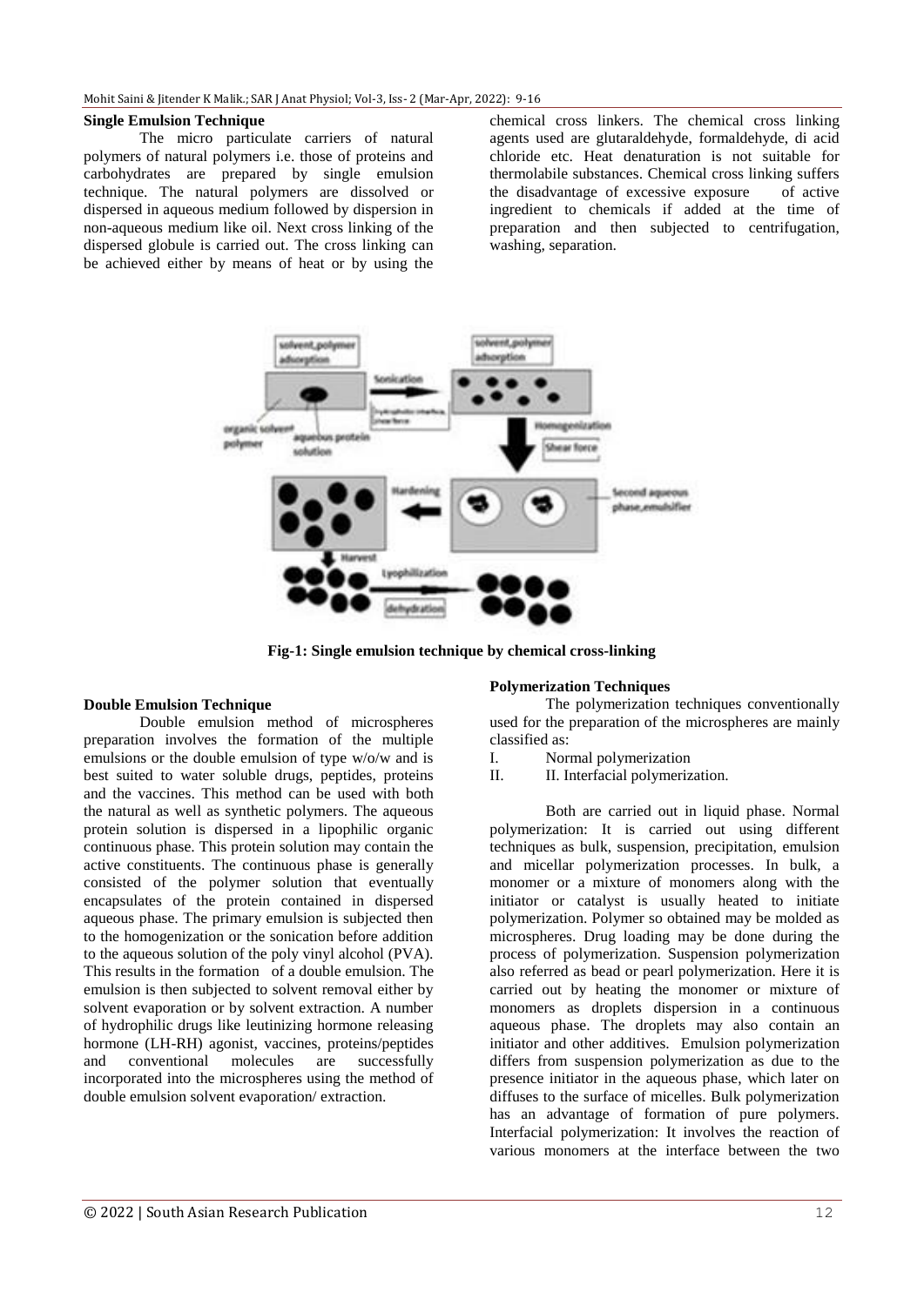### Single Emulsion Technique

The micro particulate carriers of natural polymers of natural polymers i.e. those of proteins and carbohydrates are prepared by single emulsion technique. The natural polymers are dissolved or dispersed in aqueous medium followed by dispersion in non-aqueous medium like oil. Next cross linking of the dispersed globule is carried out. The cross linking can be achieved either by means of heat or by using the chemical cross linkers. The chemical cross linking agents used are glutaraldehyde, formaldehyde, di acid chloride etc. Heat denaturation is not suitable for thermolabile substances. Chemical cross linking suffers the disadvantage of excessive exposure of active ingredient to chemicals if added at the time of preparation and then subjected to centrifugation, washing, separation.

**Fig-1: Single emulsion technique by chemical cross-linking**

### Double Emulsion Technique

Double emulsion method of microspheres preparation involves the formation of the multiple emulsions or the double emulsion of type w/o/w and is best suited to water soluble drugs, peptides, proteins and the vaccines. This method can be used with both the natural as well as synthetic polymers. The aqueous protein solution is dispersed in a lipophilic organic continuous phase. This protein solution may contain the active constituents. The continuous phase is generally consisted of the polymer solution that eventually encapsulates of the protein contained in dispersed aqueous phase. The primary emulsion is subjected then to the homogenization or the sonication before addition to the aqueous solution of the poly vinyl alcohol (PVA). This results in the formation of a double emulsion. The emulsion is then subjected to solvent removal either by solvent evaporation or by solvent extraction. A number of hydrophilic drugs like leutinizing hormone releasing hormone (LH-RH) agonist, vaccines, proteins/peptides and conventional molecules are successfully incorporated into the microspheres using the method of double emulsion solvent evaporation/ extraction.

### Polymerization Techniques

The polymerization techniques conventionally used for the preparation of the microspheres are mainly classified as:

I. Normal polymerization
II. II. Interfacial polymerization.

Both are carried out in liquid phase. Normal polymerization: It is carried out using different techniques as bulk, suspension, precipitation, emulsion and micellar polymerization processes. In bulk, a monomer or a mixture of monomers along with the initiator or catalyst is usually heated to initiate polymerization. Polymer so obtained may be molded as microspheres. Drug loading may be done during the process of polymerization. Suspension polymerization also referred as bead or pearl polymerization. Here it is carried out by heating the monomer or mixture of monomers as droplets dispersion in a continuous aqueous phase. The droplets may also contain an initiator and other additives. Emulsion polymerization differs from suspension polymerization as due to the presence initiator in the aqueous phase, which later on diffuses to the surface of micelles. Bulk polymerization has an advantage of formation of pure polymers. Interfacial polymerization: It involves the reaction of various monomers at the interface between the two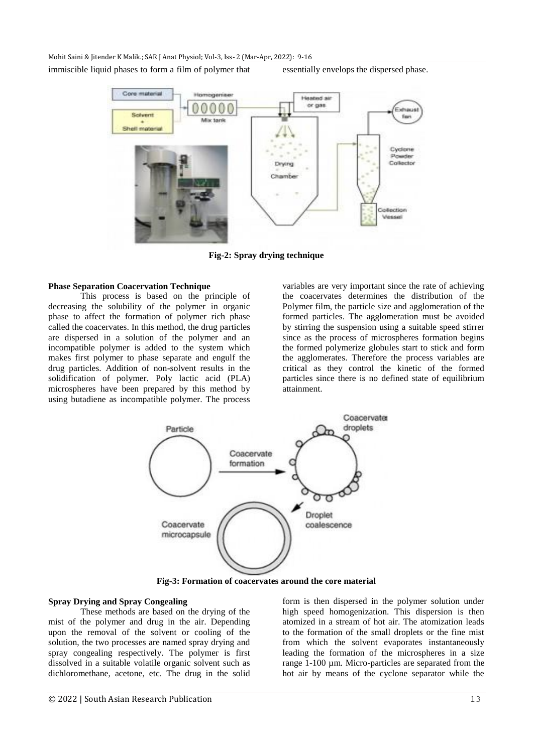immiscible liquid phases to form a film of polymer that essentially envelops the dispersed phase.

Core material

Solvent + Shell material

Homogeniser

Mix tank

Heated air or gas

Drying Chamber

Exhaust fan

Cyclone Powder Collector

Collection Vessel

**Fig-2: Spray drying technique**

**Phase Separation Coacervation Technique**

This process is based on the principle of decreasing the solubility of the polymer in organic phase to affect the formation of polymer rich phase called the coacervates. In this method, the drug particles are dispersed in a solution of the polymer and an incompatible polymer is added to the system which makes first polymer to phase separate and engulf the drug particles. Addition of non-solvent results in the solidification of polymer. Poly lactic acid (PLA) microspheres have been prepared by this method by using butadiene as incompatible polymer. The process variables are very important since the rate of achieving the coacervates determines the distribution of the Polymer film, the particle size and agglomeration of the formed particles. The agglomeration must be avoided by stirring the suspension using a suitable speed stirrer since as the process of microspheres formation begins the formed polymerize globules start to stick and form the agglomerates. Therefore the process variables are critical as they control the kinetic of the formed particles since there is no defined state of equilibrium attainment.

Particle

Coacervate formation

Coacervate droplets

Droplet coalescence

Coacervate microcapsule

**Fig-3: Formation of coacervates around the core material**

**Spray Drying and Spray Congealing**

These methods are based on the drying of the mist of the polymer and drug in the air. Depending upon the removal of the solvent or cooling of the solution, the two processes are named spray drying and spray congealing respectively. The polymer is first dissolved in a suitable volatile organic solvent such as dichloromethane, acetone, etc. The drug in the solid form is then dispersed in the polymer solution under high speed homogenization. This dispersion is then atomized in a stream of hot air. The atomization leads to the formation of the small droplets or the fine mist from which the solvent evaporates instantaneously leading the formation of the microspheres in a size range 1-100 μm. Micro-particles are separated from the hot air by means of the cyclone separator while the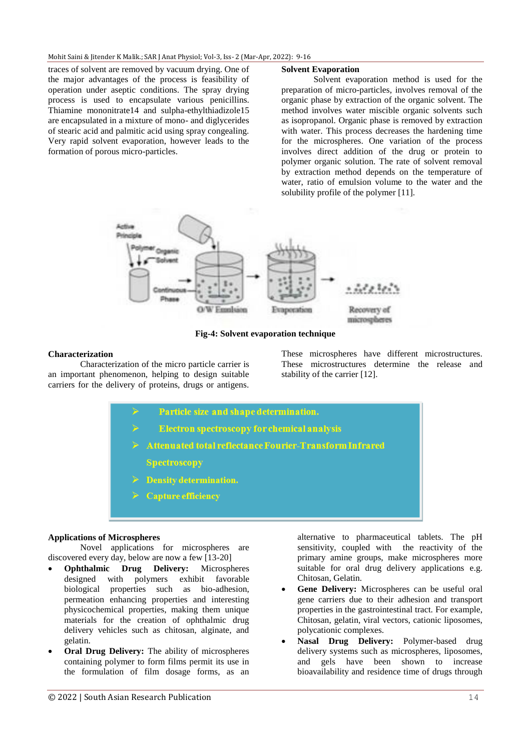traces of solvent are removed by vacuum drying. One of the major advantages of the process is feasibility of operation under aseptic conditions. The spray drying process is used to encapsulate various penicillins. Thiamine mononitrate14 and sulpha-ethylthiadizole15 are encapsulated in a mixture of mono- and diglycerides of stearic acid and palmitic acid using spray congealing. Very rapid solvent evaporation, however leads to the formation of porous micro-particles.

**Solvent Evaporation**

Solvent evaporation method is used for the preparation of micro-particles, involves removal of the organic phase by extraction of the organic solvent. The method involves water miscible organic solvents such as isopropanol. Organic phase is removed by extraction with water. This process decreases the hardening time for the microspheres. One variation of the process involves direct addition of the drug or protein to polymer organic solution. The rate of solvent removal by extraction method depends on the temperature of water, ratio of emulsion volume to the water and the solubility profile of the polymer [11].

Active Principle

Polymer

Organic Solvent

Continuous Phase

O/W Emulsion

Evaporation

Recovery of microspheres

**Fig-4: Solvent evaporation technique**

**Characterization**

Characterization of the micro particle carrier is an important phenomenon, helping to design suitable carriers for the delivery of proteins, drugs or antigens. These microspheres have different microstructures. These microstructures determine the release and stability of the carrier [12].

- Particle size and shape determination.
- Electron spectroscopy for chemical analysis
- Attenuated total reflectance Fourier-Transform Infrared Spectroscopy
- Density determination.
- Capture efficiency

**Applications of Microspheres**

Novel applications for microspheres are discovered every day, below are now a few [13-20]

- **Ophthalmic Drug Delivery:** Microspheres designed with polymers exhibit favorable biological properties such as bio-adhesion, permeation enhancing properties and interesting physicochemical properties, making them unique materials for the creation of ophthalmic drug delivery vehicles such as chitosan, alginate, and gelatin.
- **Oral Drug Delivery:** The ability of microspheres containing polymer to form films permit its use in the formulation of film dosage forms, as an alternative to pharmaceutical tablets. The pH sensitivity, coupled with the reactivity of the primary amine groups, make microspheres more suitable for oral drug delivery applications e.g. Chitosan, Gelatin.
- **Gene Delivery:** Microspheres can be useful oral gene carriers due to their adhesion and transport properties in the gastrointestinal tract. For example, Chitosan, gelatin, viral vectors, cationic liposomes, polycationic complexes.
- **Nasal Drug Delivery:** Polymer-based drug delivery systems such as microspheres, liposomes, and gels have been shown to increase bioavailability and residence time of drugs through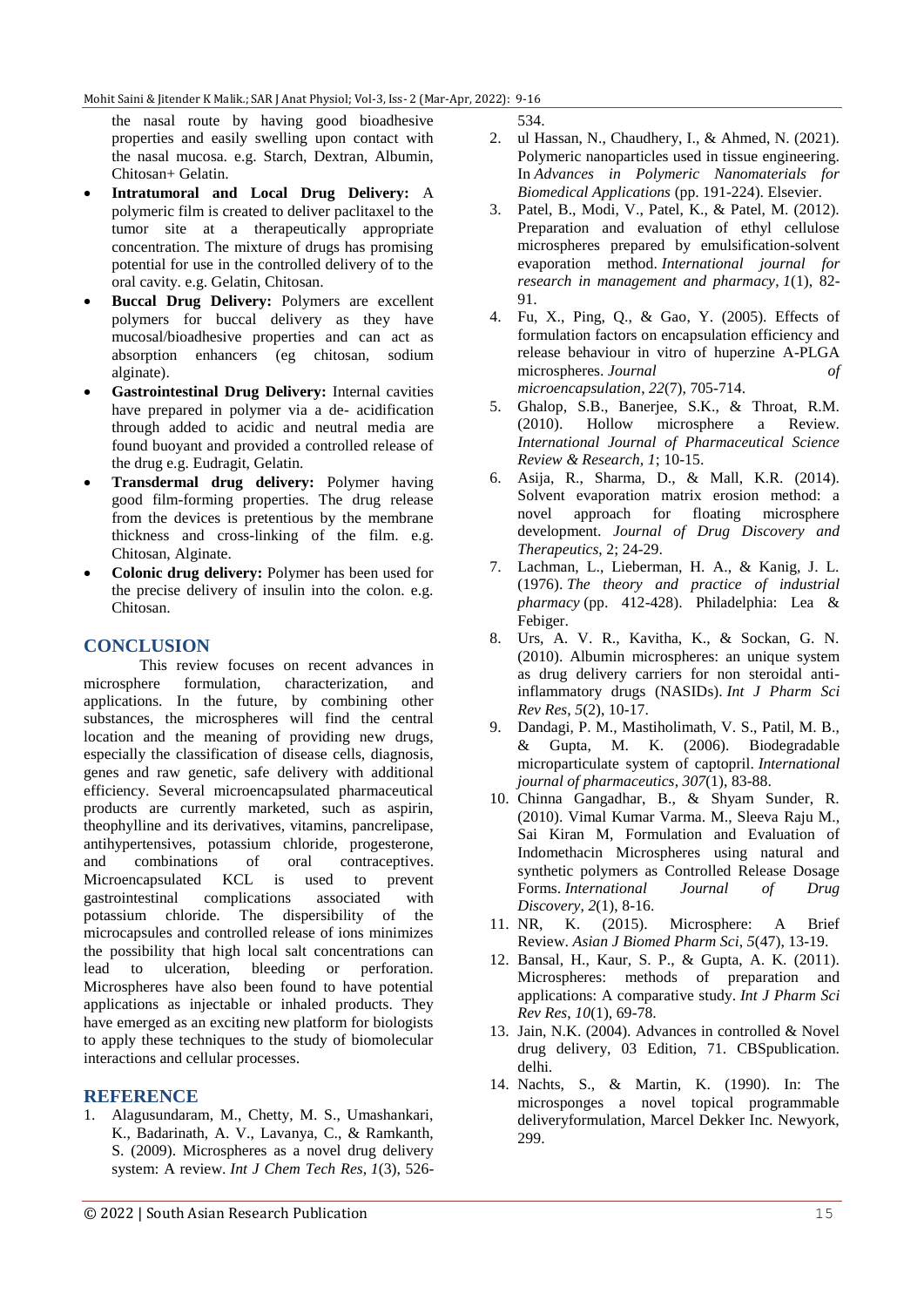the nasal route by having good bioadhesive properties and easily swelling upon contact with the nasal mucosa. e.g. Starch, Dextran, Albumin, Chitosan+ Gelatin.

- **Intratumoral and Local Drug Delivery:** A polymeric film is created to deliver paclitaxel to the tumor site at a therapeutically appropriate concentration. The mixture of drugs has promising potential for use in the controlled delivery of to the oral cavity. e.g. Gelatin, Chitosan.
- **Buccal Drug Delivery:** Polymers are excellent polymers for buccal delivery as they have mucosal/bioadhesive properties and can act as absorption enhancers (eg chitosan, sodium alginate).
- **Gastrointestinal Drug Delivery:** Internal cavities have prepared in polymer via a de- acidification through added to acidic and neutral media are found buoyant and provided a controlled release of the drug e.g. Eudragit, Gelatin.
- **Transdermal drug delivery:** Polymer having good film-forming properties. The drug release from the devices is pretentious by the membrane thickness and cross-linking of the film. e.g. Chitosan, Alginate.
- **Colonic drug delivery:** Polymer has been used for the precise delivery of insulin into the colon. e.g. Chitosan.

## CONCLUSION

This review focuses on recent advances in microsphere formulation, characterization, and applications. In the future, by combining other substances, the microspheres will find the central location and the meaning of providing new drugs, especially the classification of disease cells, diagnosis, genes and raw genetic, safe delivery with additional efficiency. Several microencapsulated pharmaceutical products are currently marketed, such as aspirin, theophylline and its derivatives, vitamins, pancrelipase, antihypertensives, potassium chloride, progesterone, and combinations of oral contraceptives. Microencapsulated KCL is used to prevent gastrointestinal complications associated with potassium chloride. The dispersibility of the microcapsules and controlled release of ions minimizes the possibility that high local salt concentrations can lead to ulceration, bleeding or perforation. Microspheres have also been found to have potential applications as injectable or inhaled products. They have emerged as an exciting new platform for biologists to apply these techniques to the study of biomolecular interactions and cellular processes.

## REFERENCE

1. Alagusundaram, M., Chetty, M. S., Umashankari, K., Badarinath, A. V., Lavanya, C., & Ramkanth, S. (2009). Microspheres as a novel drug delivery system: A review. *Int J Chem Tech Res*, *1*(3), 526-534.
2. ul Hassan, N., Chaudhery, I., & Ahmed, N. (2021). Polymeric nanoparticles used in tissue engineering. In *Advances in Polymeric Nanomaterials for Biomedical Applications* (pp. 191-224). Elsevier.
3. Patel, B., Modi, V., Patel, K., & Patel, M. (2012). Preparation and evaluation of ethyl cellulose microspheres prepared by emulsification-solvent evaporation method. *International journal for research in management and pharmacy*, *1*(1), 82-91.
4. Fu, X., Ping, Q., & Gao, Y. (2005). Effects of formulation factors on encapsulation efficiency and release behaviour in vitro of huperzine A-PLGA microspheres. *Journal of microencapsulation*, *22*(7), 705-714.
5. Ghalop, S.B., Banerjee, S.K., & Throat, R.M. (2010). Hollow microsphere a Review. *International Journal of Pharmaceutical Science Review & Research, 1*; 10-15.
6. Asija, R., Sharma, D., & Mall, K.R. (2014). Solvent evaporation matrix erosion method: a novel approach for floating microsphere development. *Journal of Drug Discovery and Therapeutics*, 2; 24-29.
7. Lachman, L., Lieberman, H. A., & Kanig, J. L. (1976). *The theory and practice of industrial pharmacy* (pp. 412-428). Philadelphia: Lea & Febiger.
8. Urs, A. V. R., Kavitha, K., & Sockan, G. N. (2010). Albumin microspheres: an unique system as drug delivery carriers for non steroidal anti-inflammatory drugs (NASIDs). *Int J Pharm Sci Rev Res*, *5*(2), 10-17.
9. Dandagi, P. M., Mastiholimath, V. S., Patil, M. B., & Gupta, M. K. (2006). Biodegradable microparticulate system of captopril. *International journal of pharmaceutics*, *307*(1), 83-88.
10. Chinna Gangadhar, B., & Shyam Sunder, R. (2010). Vimal Kumar Varma. M., Sleeva Raju M., Sai Kiran M, Formulation and Evaluation of Indomethacin Microspheres using natural and synthetic polymers as Controlled Release Dosage Forms. *International Journal of Drug Discovery*, *2*(1), 8-16.
11. NR, K. (2015). Microsphere: A Brief Review. *Asian J Biomed Pharm Sci*, *5*(47), 13-19.
12. Bansal, H., Kaur, S. P., & Gupta, A. K. (2011). Microspheres: methods of preparation and applications: A comparative study. *Int J Pharm Sci Rev Res*, *10*(1), 69-78.
13. Jain, N.K. (2004). Advances in controlled & Novel drug delivery, 03 Edition, 71. CBSpublication. delhi.
14. Nachts, S., & Martin, K. (1990). In: The microsponges a novel topical programmable deliveryformulation, Marcel Dekker Inc. Newyork, 299.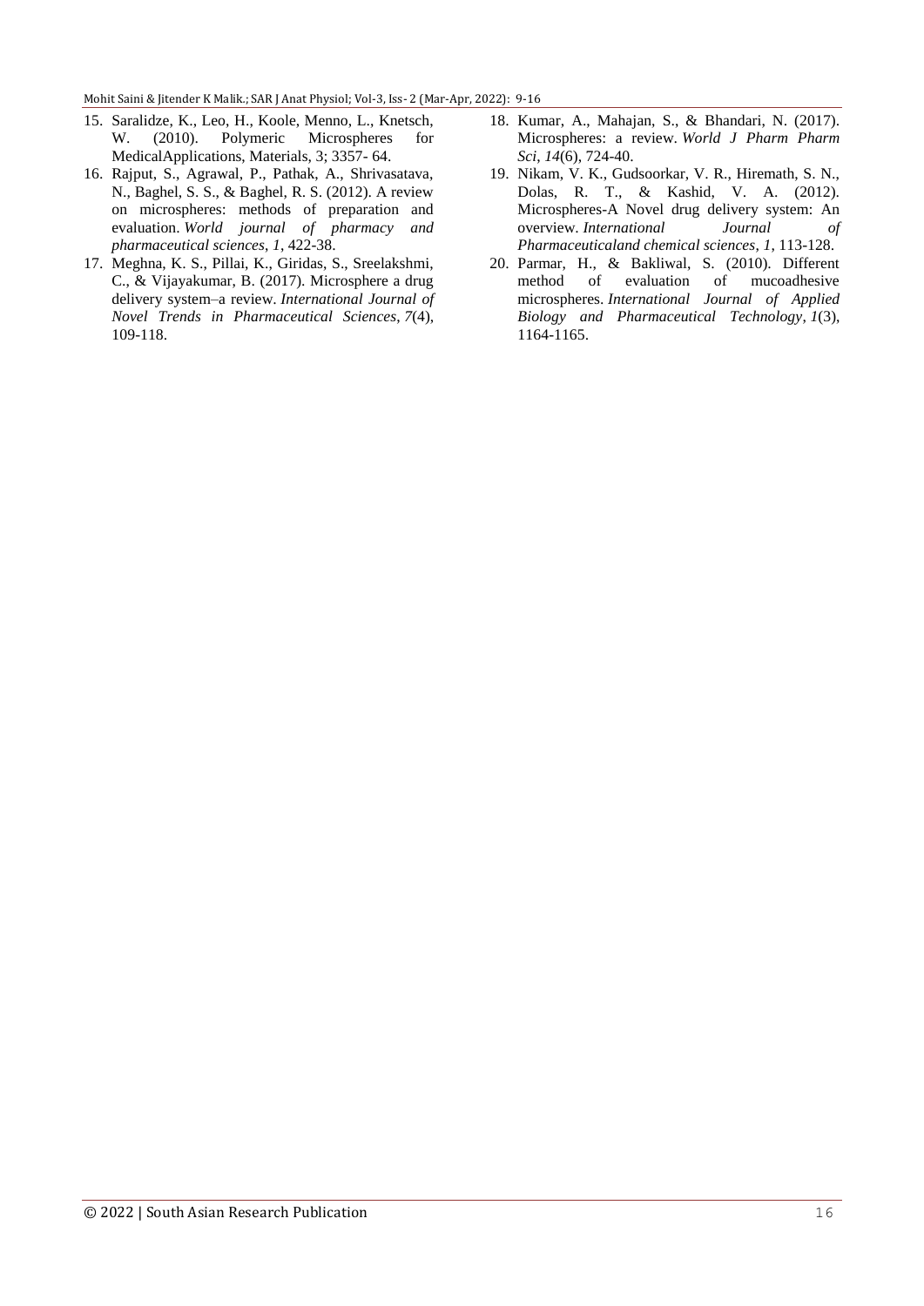15. Saralidze, K., Leo, H., Koole, Menno, L., Knetsch, W. (2010). Polymeric Microspheres for MedicalApplications, Materials, 3; 3357- 64.
16. Rajput, S., Agrawal, P., Pathak, A., Shrivasatava, N., Baghel, S. S., & Baghel, R. S. (2012). A review on microspheres: methods of preparation and evaluation. *World journal of pharmacy and pharmaceutical sciences*, *1*, 422-38.
17. Meghna, K. S., Pillai, K., Giridas, S., Sreelakshmi, C., & Vijayakumar, B. (2017). Microsphere a drug delivery system–a review. *International Journal of Novel Trends in Pharmaceutical Sciences*, *7*(4), 109-118.
18. Kumar, A., Mahajan, S., & Bhandari, N. (2017). Microspheres: a review. *World J Pharm Pharm Sci*, *14*(6), 724-40.
19. Nikam, V. K., Gudsoorkar, V. R., Hiremath, S. N., Dolas, R. T., & Kashid, V. A. (2012). Microspheres-A Novel drug delivery system: An overview. *International Journal of Pharmaceuticaland chemical sciences*, *1*, 113-128.
20. Parmar, H., & Bakliwal, S. (2010). Different method of evaluation of mucoadhesive microspheres. *International Journal of Applied Biology and Pharmaceutical Technology*, *1*(3), 1164-1165.